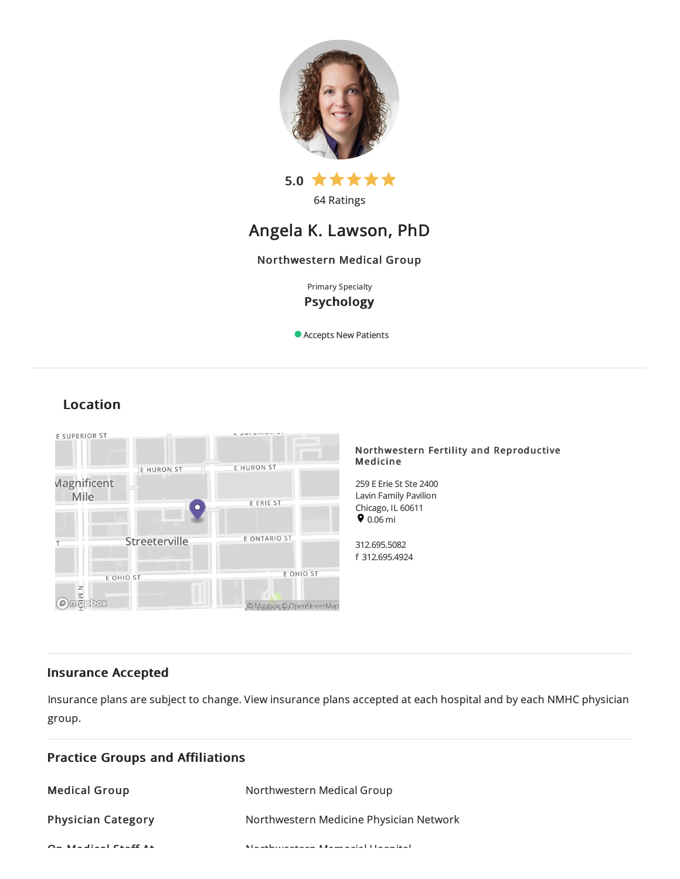5.0 ★★★★★

64 Ratings

# Angela K. Lawson, PhD

Northwestern Medical Group

Primary Specialty

**Psychology**

Accepts New Patients

## Location

**Northwestern Fertility and Reproductive Medicine**

259 E Erie St Ste 2400
Lavin Family Pavilion
Chicago, IL 60611
0.06 mi

312.695.5082
f 312.695.4924

## Insurance Accepted

Insurance plans are subject to change. View insurance plans accepted at each hospital and by each NMHC physician group.

## Practice Groups and Affiliations

| | |
|---|---|
| **Medical Group** | Northwestern Medical Group |
| **Physician Category** | Northwestern Medicine Physician Network |
| **On Medical Staff At** | Northwestern Memorial Hospital |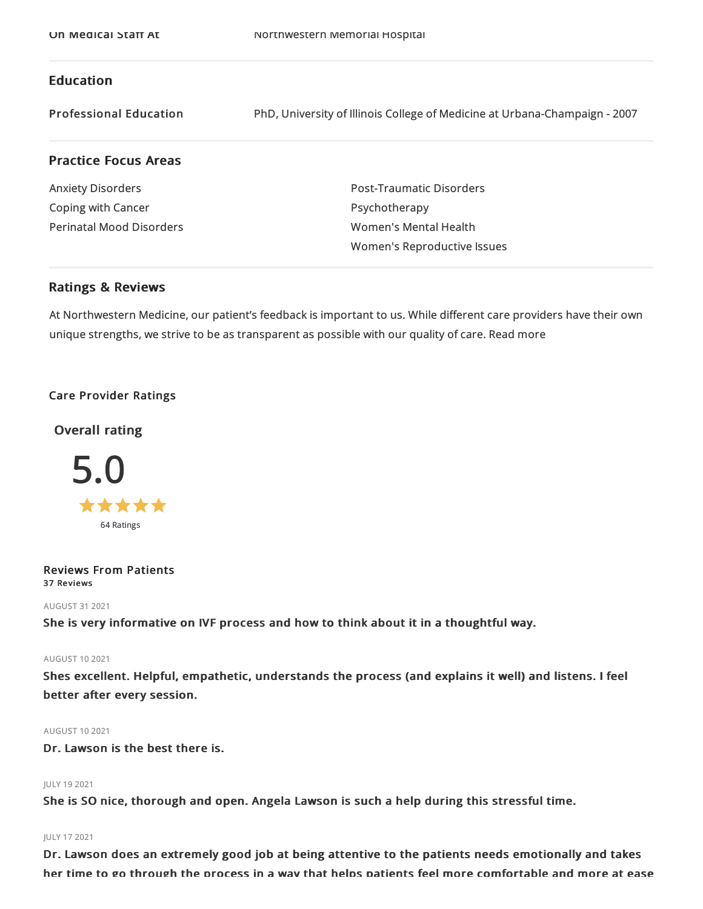| On Medical Staff At | Northwestern Memorial Hospital |
|---|---|

## Education

| Professional Education | PhD, University of Illinois College of Medicine at Urbana-Champaign - 2007 |
|---|---|

## Practice Focus Areas

- Anxiety Disorders
- Coping with Cancer
- Perinatal Mood Disorders
- Post-Traumatic Disorders
- Psychotherapy
- Women's Mental Health
- Women's Reproductive Issues

## Ratings & Reviews

At Northwestern Medicine, our patient's feedback is important to us. While different care providers have their own unique strengths, we strive to be as transparent as possible with our quality of care. Read more

### Care Provider Ratings

**Overall rating**

5.0

★★★★★

64 Ratings

### Reviews From Patients

**37 Reviews**

AUGUST 31 2021

**She is very informative on IVF process and how to think about it in a thoughtful way.**

AUGUST 10 2021

**Shes excellent. Helpful, empathetic, understands the process (and explains it well) and listens. I feel better after every session.**

AUGUST 10 2021

**Dr. Lawson is the best there is.**

JULY 19 2021

**She is SO nice, thorough and open. Angela Lawson is such a help during this stressful time.**

JULY 17 2021

**Dr. Lawson does an extremely good job at being attentive to the patients needs emotionally and takes her time to go through the process in a way that helps patients feel more comfortable and more at ease**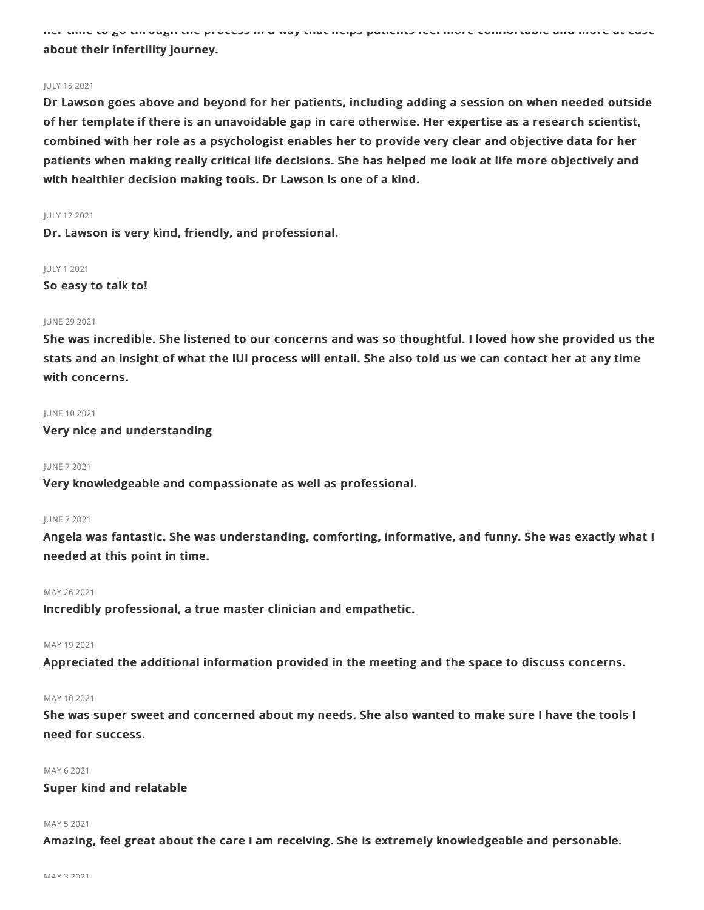her time to go through the process in a way that helps patients feel more comfortable and more at ease about their infertility journey.

JULY 15 2021

**Dr Lawson goes above and beyond for her patients, including adding a session on when needed outside of her template if there is an unavoidable gap in care otherwise. Her expertise as a research scientist, combined with her role as a psychologist enables her to provide very clear and objective data for her patients when making really critical life decisions. She has helped me look at life more objectively and with healthier decision making tools. Dr Lawson is one of a kind.**

JULY 12 2021

**Dr. Lawson is very kind, friendly, and professional.**

JULY 1 2021

**So easy to talk to!**

JUNE 29 2021

**She was incredible. She listened to our concerns and was so thoughtful. I loved how she provided us the stats and an insight of what the IUI process will entail. She also told us we can contact her at any time with concerns.**

JUNE 10 2021

**Very nice and understanding**

JUNE 7 2021

**Very knowledgeable and compassionate as well as professional.**

JUNE 7 2021

**Angela was fantastic. She was understanding, comforting, informative, and funny. She was exactly what I needed at this point in time.**

MAY 26 2021

**Incredibly professional, a true master clinician and empathetic.**

MAY 19 2021

**Appreciated the additional information provided in the meeting and the space to discuss concerns.**

MAY 10 2021

**She was super sweet and concerned about my needs. She also wanted to make sure I have the tools I need for success.**

MAY 6 2021

**Super kind and relatable**

MAY 5 2021

**Amazing, feel great about the care I am receiving. She is extremely knowledgeable and personable.**

MAY 3 2021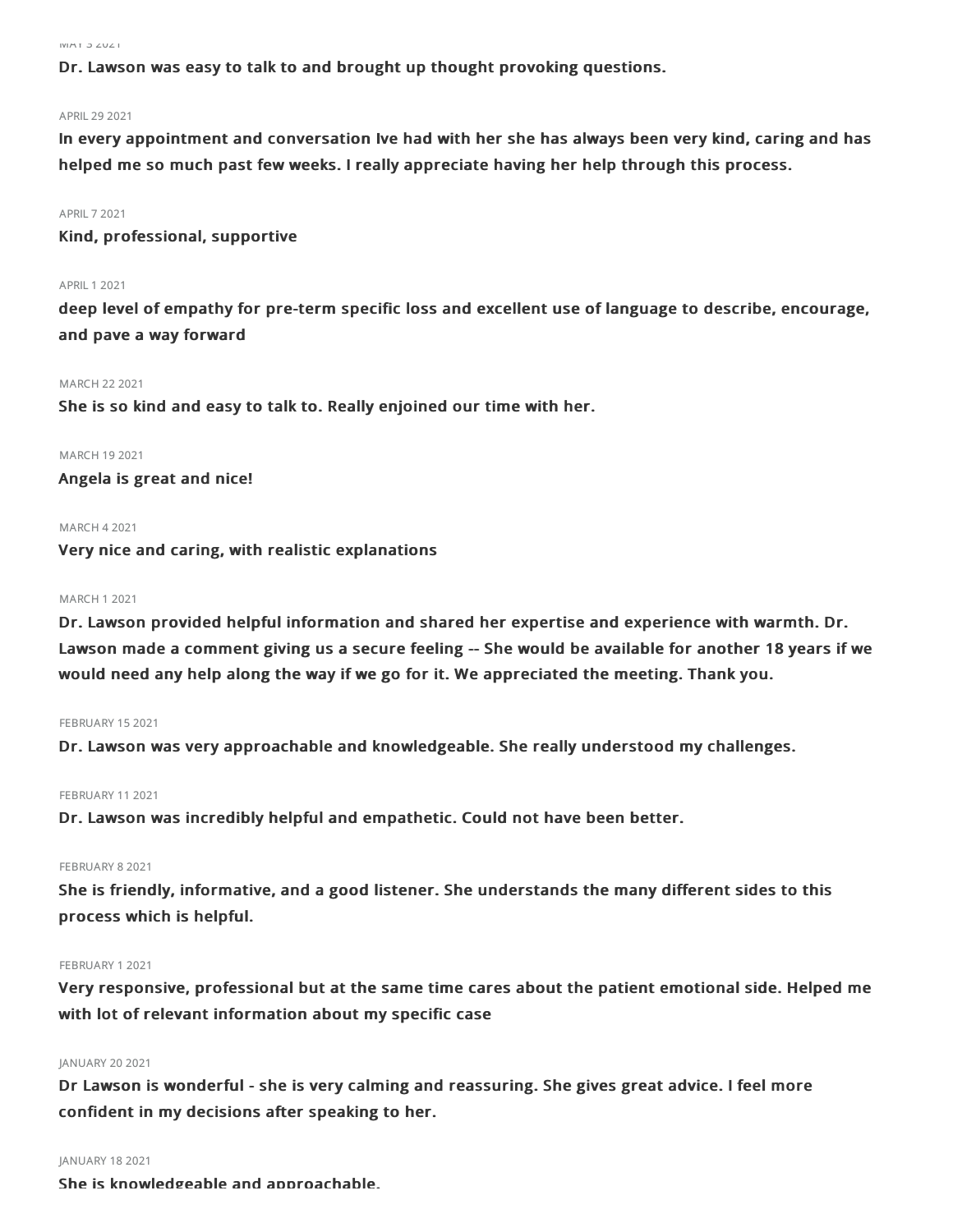MAY 3 2021

**Dr. Lawson was easy to talk to and brought up thought provoking questions.**

APRIL 29 2021

**In every appointment and conversation Ive had with her she has always been very kind, caring and has helped me so much past few weeks. I really appreciate having her help through this process.**

APRIL 7 2021

**Kind, professional, supportive**

APRIL 1 2021

**deep level of empathy for pre-term specific loss and excellent use of language to describe, encourage, and pave a way forward**

MARCH 22 2021

**She is so kind and easy to talk to. Really enjoined our time with her.**

MARCH 19 2021

**Angela is great and nice!**

MARCH 4 2021

**Very nice and caring, with realistic explanations**

MARCH 1 2021

**Dr. Lawson provided helpful information and shared her expertise and experience with warmth. Dr. Lawson made a comment giving us a secure feeling -- She would be available for another 18 years if we would need any help along the way if we go for it. We appreciated the meeting. Thank you.**

FEBRUARY 15 2021

**Dr. Lawson was very approachable and knowledgeable. She really understood my challenges.**

FEBRUARY 11 2021

**Dr. Lawson was incredibly helpful and empathetic. Could not have been better.**

FEBRUARY 8 2021

**She is friendly, informative, and a good listener. She understands the many different sides to this process which is helpful.**

FEBRUARY 1 2021

**Very responsive, professional but at the same time cares about the patient emotional side. Helped me with lot of relevant information about my specific case**

JANUARY 20 2021

**Dr Lawson is wonderful - she is very calming and reassuring. She gives great advice. I feel more confident in my decisions after speaking to her.**

JANUARY 18 2021

**She is knowledgeable and approachable.**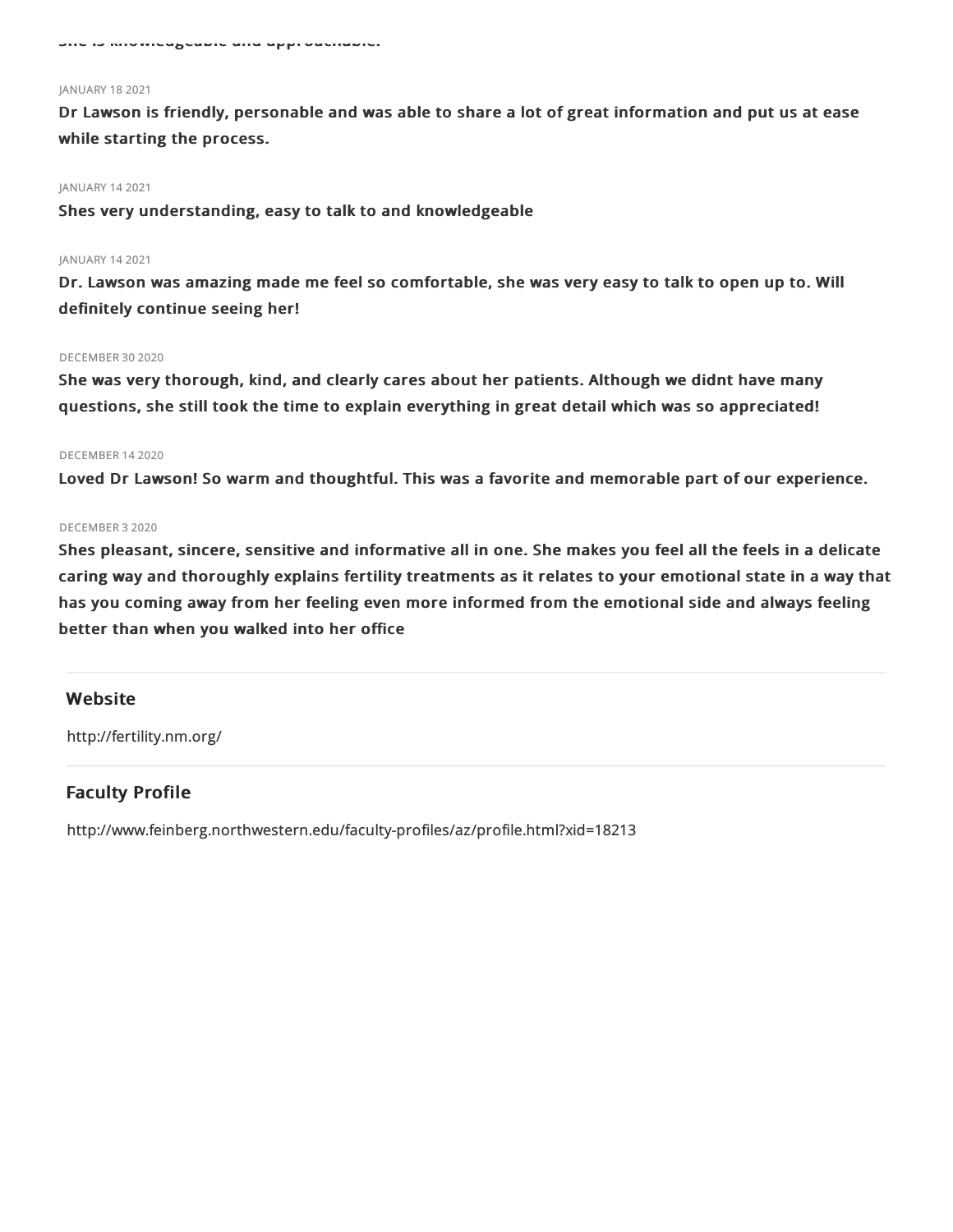She is knowledgeable and approachable.

JANUARY 18 2021

**Dr Lawson is friendly, personable and was able to share a lot of great information and put us at ease while starting the process.**

JANUARY 14 2021

**Shes very understanding, easy to talk to and knowledgeable**

JANUARY 14 2021

**Dr. Lawson was amazing made me feel so comfortable, she was very easy to talk to open up to. Will definitely continue seeing her!**

DECEMBER 30 2020

**She was very thorough, kind, and clearly cares about her patients. Although we didnt have many questions, she still took the time to explain everything in great detail which was so appreciated!**

DECEMBER 14 2020

**Loved Dr Lawson! So warm and thoughtful. This was a favorite and memorable part of our experience.**

DECEMBER 3 2020

**Shes pleasant, sincere, sensitive and informative all in one. She makes you feel all the feels in a delicate caring way and thoroughly explains fertility treatments as it relates to your emotional state in a way that has you coming away from her feeling even more informed from the emotional side and always feeling better than when you walked into her office**

## Website

http://fertility.nm.org/

## Faculty Profile

http://www.feinberg.northwestern.edu/faculty-profiles/az/profile.html?xid=18213